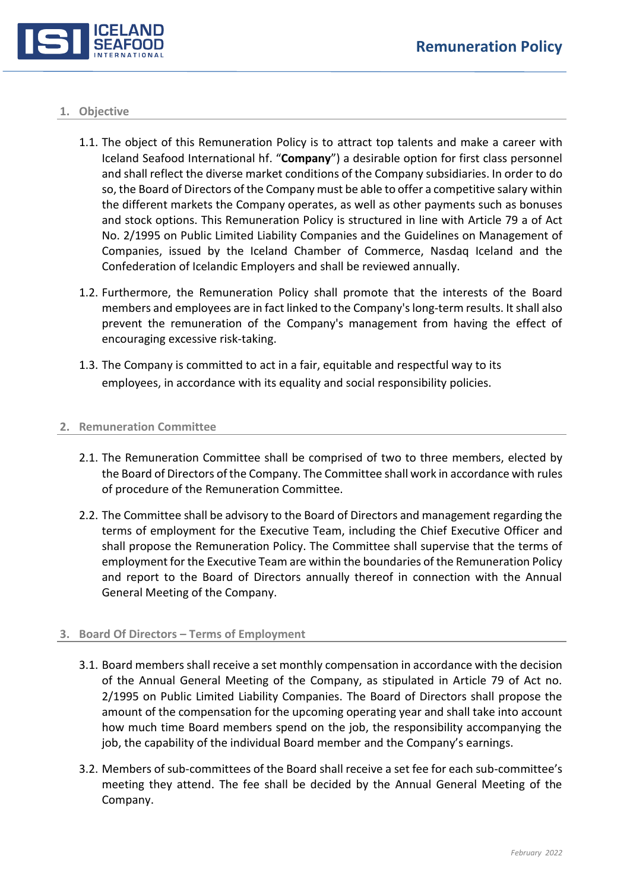# Remuneration Policy

## 1. Objective

1.1. The object of this Remuneration Policy is to attract top talents and make a career with Iceland Seafood International hf. "**Company**") a desirable option for first class personnel and shall reflect the diverse market conditions of the Company subsidiaries. In order to do so, the Board of Directors of the Company must be able to offer a competitive salary within the different markets the Company operates, as well as other payments such as bonuses and stock options. This Remuneration Policy is structured in line with Article 79 a of Act No. 2/1995 on Public Limited Liability Companies and the Guidelines on Management of Companies, issued by the Iceland Chamber of Commerce, Nasdaq Iceland and the Confederation of Icelandic Employers and shall be reviewed annually.

1.2. Furthermore, the Remuneration Policy shall promote that the interests of the Board members and employees are in fact linked to the Company's long-term results. It shall also prevent the remuneration of the Company's management from having the effect of encouraging excessive risk-taking.

1.3. The Company is committed to act in a fair, equitable and respectful way to its employees, in accordance with its equality and social responsibility policies.

## 2. Remuneration Committee

2.1. The Remuneration Committee shall be comprised of two to three members, elected by the Board of Directors of the Company. The Committee shall work in accordance with rules of procedure of the Remuneration Committee.

2.2. The Committee shall be advisory to the Board of Directors and management regarding the terms of employment for the Executive Team, including the Chief Executive Officer and shall propose the Remuneration Policy. The Committee shall supervise that the terms of employment for the Executive Team are within the boundaries of the Remuneration Policy and report to the Board of Directors annually thereof in connection with the Annual General Meeting of the Company.

## 3. Board Of Directors – Terms of Employment

3.1. Board members shall receive a set monthly compensation in accordance with the decision of the Annual General Meeting of the Company, as stipulated in Article 79 of Act no. 2/1995 on Public Limited Liability Companies. The Board of Directors shall propose the amount of the compensation for the upcoming operating year and shall take into account how much time Board members spend on the job, the responsibility accompanying the job, the capability of the individual Board member and the Company's earnings.

3.2. Members of sub-committees of the Board shall receive a set fee for each sub-committee's meeting they attend. The fee shall be decided by the Annual General Meeting of the Company.

*February 2022*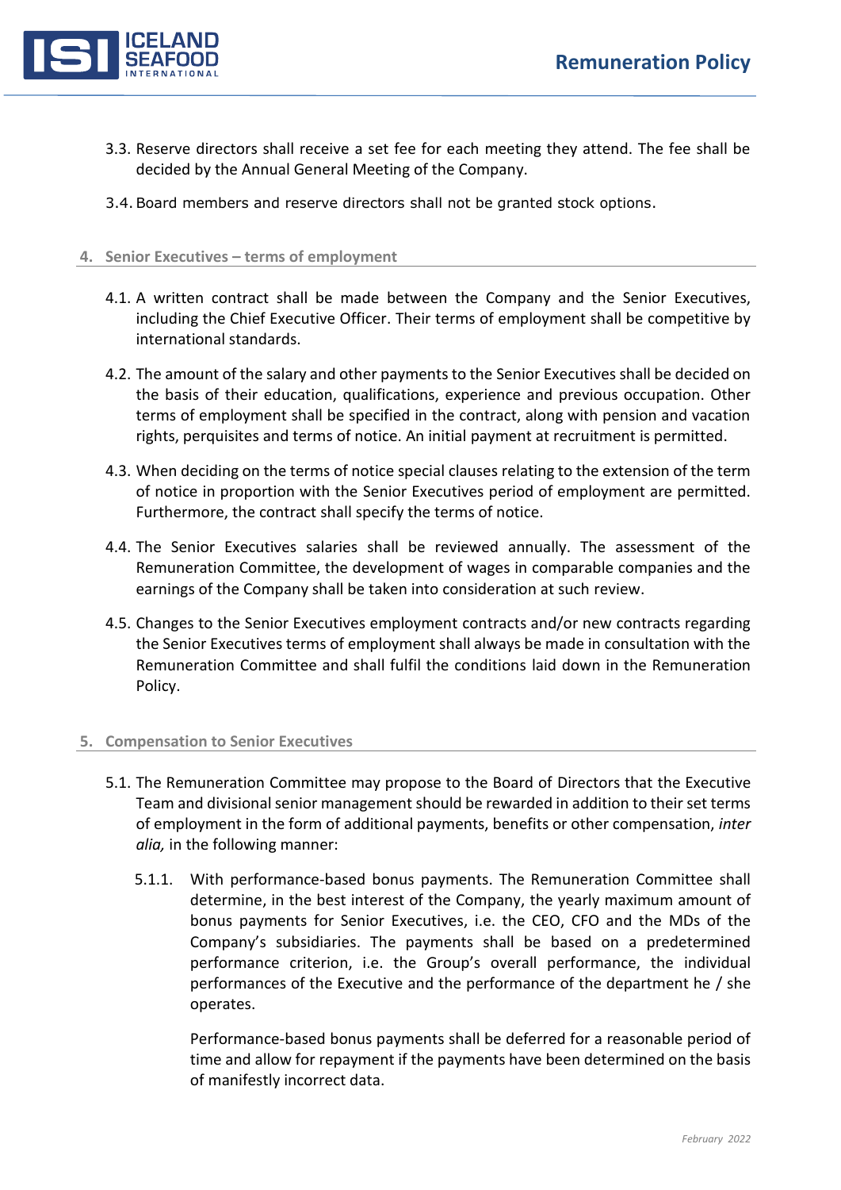3.3. Reserve directors shall receive a set fee for each meeting they attend. The fee shall be decided by the Annual General Meeting of the Company.

3.4. Board members and reserve directors shall not be granted stock options.

## 4. Senior Executives – terms of employment

4.1. A written contract shall be made between the Company and the Senior Executives, including the Chief Executive Officer. Their terms of employment shall be competitive by international standards.

4.2. The amount of the salary and other payments to the Senior Executives shall be decided on the basis of their education, qualifications, experience and previous occupation. Other terms of employment shall be specified in the contract, along with pension and vacation rights, perquisites and terms of notice. An initial payment at recruitment is permitted.

4.3. When deciding on the terms of notice special clauses relating to the extension of the term of notice in proportion with the Senior Executives period of employment are permitted. Furthermore, the contract shall specify the terms of notice.

4.4. The Senior Executives salaries shall be reviewed annually. The assessment of the Remuneration Committee, the development of wages in comparable companies and the earnings of the Company shall be taken into consideration at such review.

4.5. Changes to the Senior Executives employment contracts and/or new contracts regarding the Senior Executives terms of employment shall always be made in consultation with the Remuneration Committee and shall fulfil the conditions laid down in the Remuneration Policy.

## 5. Compensation to Senior Executives

5.1. The Remuneration Committee may propose to the Board of Directors that the Executive Team and divisional senior management should be rewarded in addition to their set terms of employment in the form of additional payments, benefits or other compensation, *inter alia,* in the following manner:

5.1.1. With performance-based bonus payments. The Remuneration Committee shall determine, in the best interest of the Company, the yearly maximum amount of bonus payments for Senior Executives, i.e. the CEO, CFO and the MDs of the Company's subsidiaries. The payments shall be based on a predetermined performance criterion, i.e. the Group's overall performance, the individual performances of the Executive and the performance of the department he / she operates.

Performance-based bonus payments shall be deferred for a reasonable period of time and allow for repayment if the payments have been determined on the basis of manifestly incorrect data.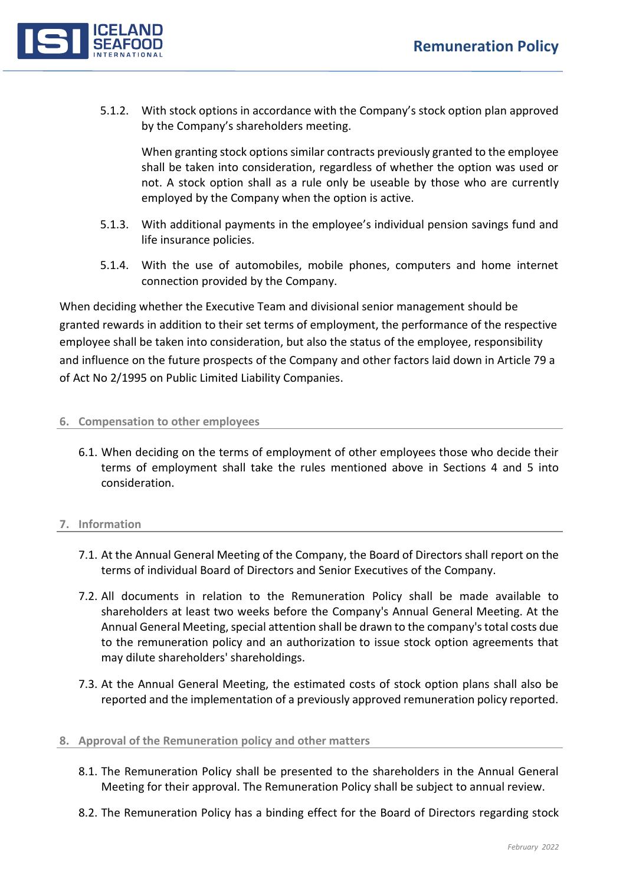5.1.2. With stock options in accordance with the Company's stock option plan approved by the Company's shareholders meeting.

When granting stock options similar contracts previously granted to the employee shall be taken into consideration, regardless of whether the option was used or not. A stock option shall as a rule only be useable by those who are currently employed by the Company when the option is active.

5.1.3. With additional payments in the employee's individual pension savings fund and life insurance policies.

5.1.4. With the use of automobiles, mobile phones, computers and home internet connection provided by the Company.

When deciding whether the Executive Team and divisional senior management should be granted rewards in addition to their set terms of employment, the performance of the respective employee shall be taken into consideration, but also the status of the employee, responsibility and influence on the future prospects of the Company and other factors laid down in Article 79 a of Act No 2/1995 on Public Limited Liability Companies.

## 6. Compensation to other employees

6.1. When deciding on the terms of employment of other employees those who decide their terms of employment shall take the rules mentioned above in Sections 4 and 5 into consideration.

## 7. Information

7.1. At the Annual General Meeting of the Company, the Board of Directors shall report on the terms of individual Board of Directors and Senior Executives of the Company.

7.2. All documents in relation to the Remuneration Policy shall be made available to shareholders at least two weeks before the Company's Annual General Meeting. At the Annual General Meeting, special attention shall be drawn to the company's total costs due to the remuneration policy and an authorization to issue stock option agreements that may dilute shareholders' shareholdings.

7.3. At the Annual General Meeting, the estimated costs of stock option plans shall also be reported and the implementation of a previously approved remuneration policy reported.

## 8. Approval of the Remuneration policy and other matters

8.1. The Remuneration Policy shall be presented to the shareholders in the Annual General Meeting for their approval. The Remuneration Policy shall be subject to annual review.

8.2. The Remuneration Policy has a binding effect for the Board of Directors regarding stock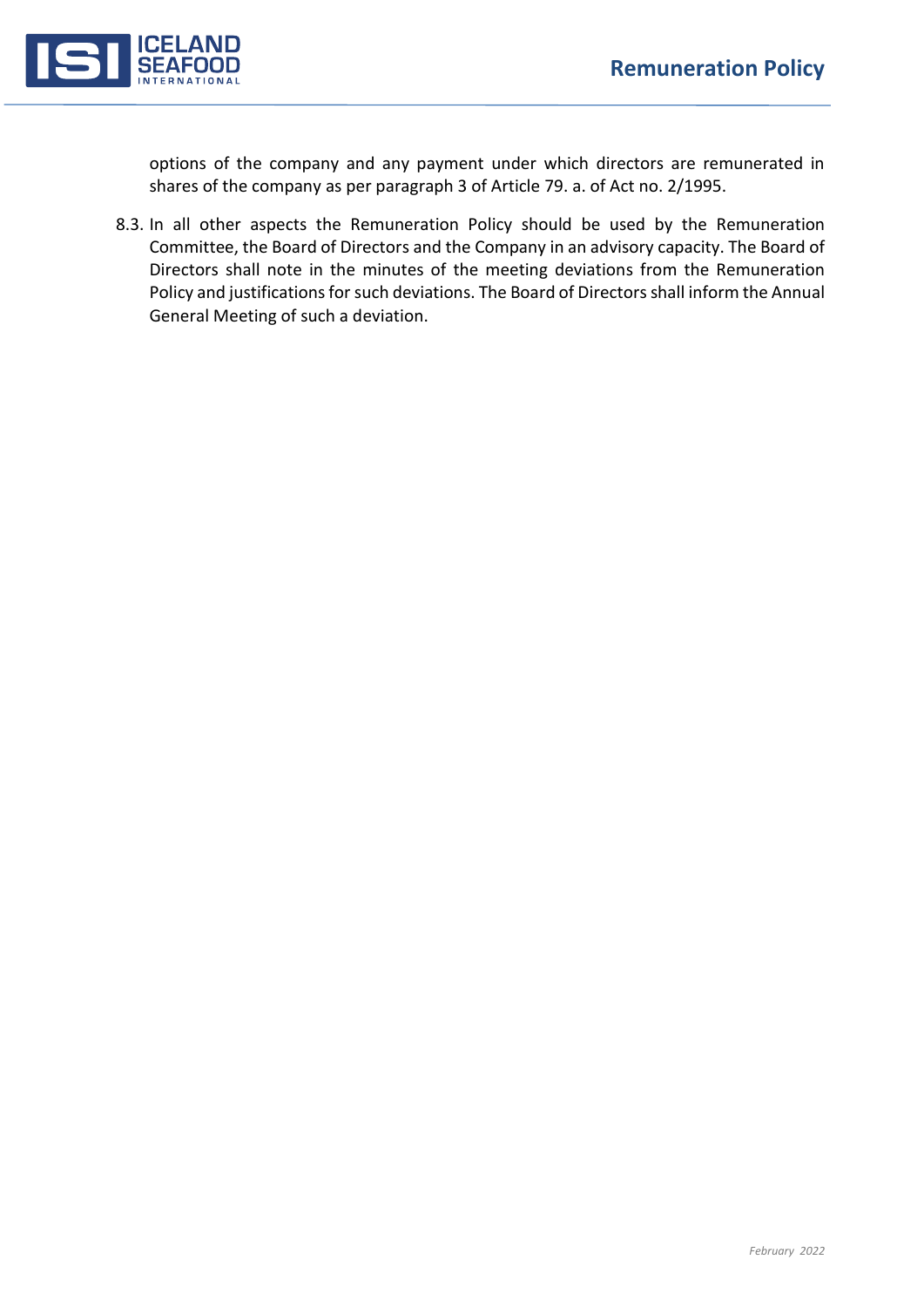options of the company and any payment under which directors are remunerated in shares of the company as per paragraph 3 of Article 79. a. of Act no. 2/1995.

8.3. In all other aspects the Remuneration Policy should be used by the Remuneration Committee, the Board of Directors and the Company in an advisory capacity. The Board of Directors shall note in the minutes of the meeting deviations from the Remuneration Policy and justifications for such deviations. The Board of Directors shall inform the Annual General Meeting of such a deviation.